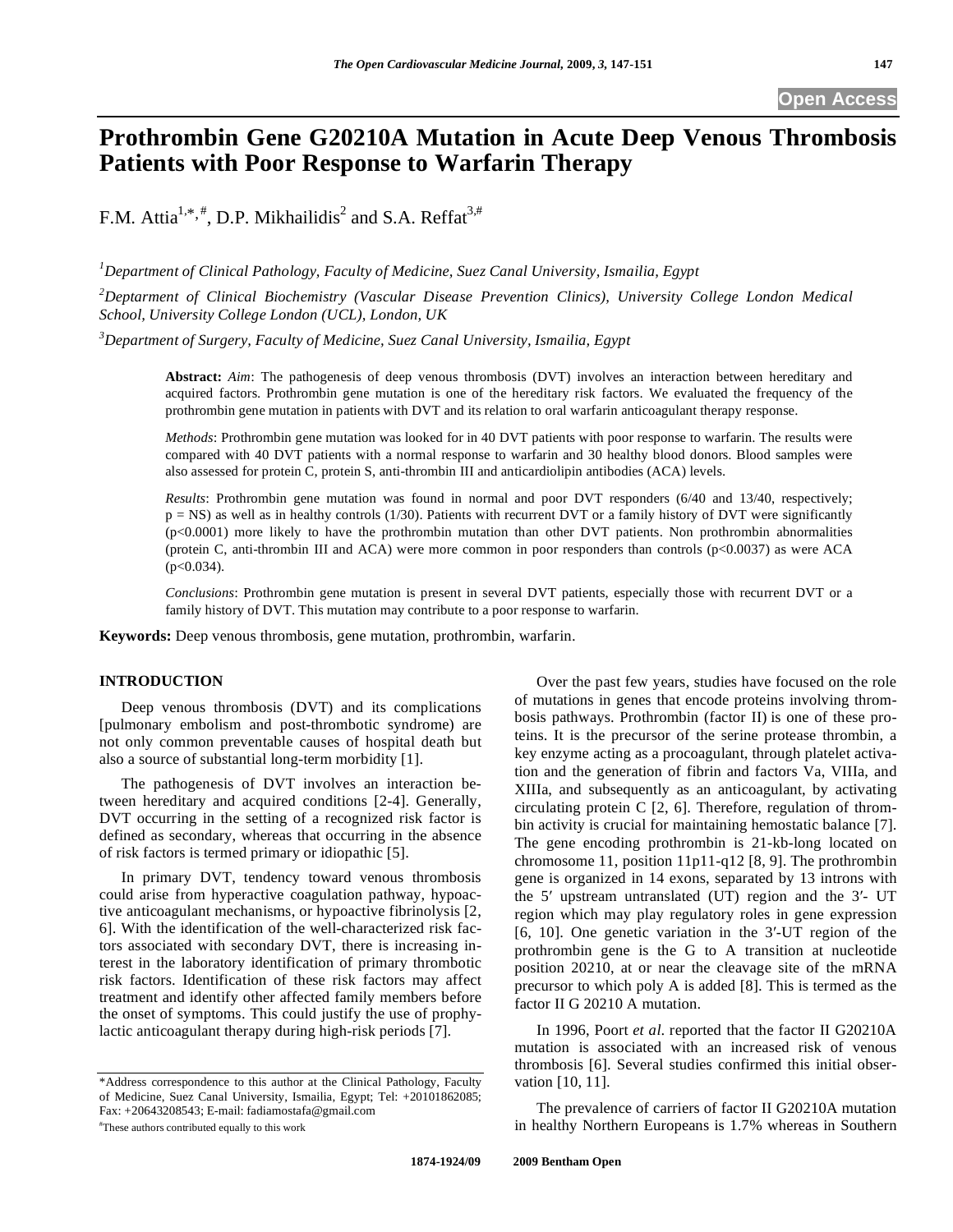# Prothrombin Gene G20210A Mutation in Acute Deep Venous Thrombosis Patients with Poor Response to Warfarin Therapy

F.M. Attia[1,*,#], D.P. Mikhailidis[2] and S.A. Reffat[3,#]

[1]Department of Clinical Pathology, Faculty of Medicine, Suez Canal University, Ismailia, Egypt

[2]Deptarment of Clinical Biochemistry (Vascular Disease Prevention Clinics), University College London Medical School, University College London (UCL), London, UK

[3]Department of Surgery, Faculty of Medicine, Suez Canal University, Ismailia, Egypt

**Abstract:** *Aim*: The pathogenesis of deep venous thrombosis (DVT) involves an interaction between hereditary and acquired factors. Prothrombin gene mutation is one of the hereditary risk factors. We evaluated the frequency of the prothrombin gene mutation in patients with DVT and its relation to oral warfarin anticoagulant therapy response.

*Methods*: Prothrombin gene mutation was looked for in 40 DVT patients with poor response to warfarin. The results were compared with 40 DVT patients with a normal response to warfarin and 30 healthy blood donors. Blood samples were also assessed for protein C, protein S, anti-thrombin III and anticardiolipin antibodies (ACA) levels.

*Results*: Prothrombin gene mutation was found in normal and poor DVT responders (6/40 and 13/40, respectively; p = NS) as well as in healthy controls (1/30). Patients with recurrent DVT or a family history of DVT were significantly ($p<0.0001$) more likely to have the prothrombin mutation than other DVT patients. Non prothrombin abnormalities (protein C, anti-thrombin III and ACA) were more common in poor responders than controls ($p<0.0037$) as were ACA ($p<0.034$).

*Conclusions*: Prothrombin gene mutation is present in several DVT patients, especially those with recurrent DVT or a family history of DVT. This mutation may contribute to a poor response to warfarin.

**Keywords:** Deep venous thrombosis, gene mutation, prothrombin, warfarin.

## INTRODUCTION

Deep venous thrombosis (DVT) and its complications [pulmonary embolism and post-thrombotic syndrome] are not only common preventable causes of hospital death but also a source of substantial long-term morbidity [1].

The pathogenesis of DVT involves an interaction between hereditary and acquired conditions [2-4]. Generally, DVT occurring in the setting of a recognized risk factor is defined as secondary, whereas that occurring in the absence of risk factors is termed primary or idiopathic [5].

In primary DVT, tendency toward venous thrombosis could arise from hyperactive coagulation pathway, hypoactive anticoagulant mechanisms, or hypoactive fibrinolysis [2, 6]. With the identification of the well-characterized risk factors associated with secondary DVT, there is increasing interest in the laboratory identification of primary thrombotic risk factors. Identification of these risk factors may affect treatment and identify other affected family members before the onset of symptoms. This could justify the use of prophylactic anticoagulant therapy during high-risk periods [7].

Over the past few years, studies have focused on the role of mutations in genes that encode proteins involving thrombosis pathways. Prothrombin (factor II) is one of these proteins. It is the precursor of the serine protease thrombin, a key enzyme acting as a procoagulant, through platelet activation and the generation of fibrin and factors Va, VIIIa, and XIIIa, and subsequently as an anticoagulant, by activating circulating protein C [2, 6]. Therefore, regulation of thrombin activity is crucial for maintaining hemostatic balance [7]. The gene encoding prothrombin is 21-kb-long located on chromosome 11, position 11p11-q12 [8, 9]. The prothrombin gene is organized in 14 exons, separated by 13 introns with the 5′ upstream untranslated (UT) region and the 3′- UT region which may play regulatory roles in gene expression [6, 10]. One genetic variation in the 3′-UT region of the prothrombin gene is the G to A transition at nucleotide position 20210, at or near the cleavage site of the mRNA precursor to which poly A is added [8]. This is termed as the factor II G 20210 A mutation.

In 1996, Poort *et al*. reported that the factor II G20210A mutation is associated with an increased risk of venous thrombosis [6]. Several studies confirmed this initial observation [10, 11].

The prevalence of carriers of factor II G20210A mutation in healthy Northern Europeans is 1.7% whereas in Southern

*Address correspondence to this author at the Clinical Pathology, Faculty of Medicine, Suez Canal University, Ismailia, Egypt; Tel: +20101862085; Fax: +20643208543; E-mail: fadiamostafa@gmail.com

#These authors contributed equally to this work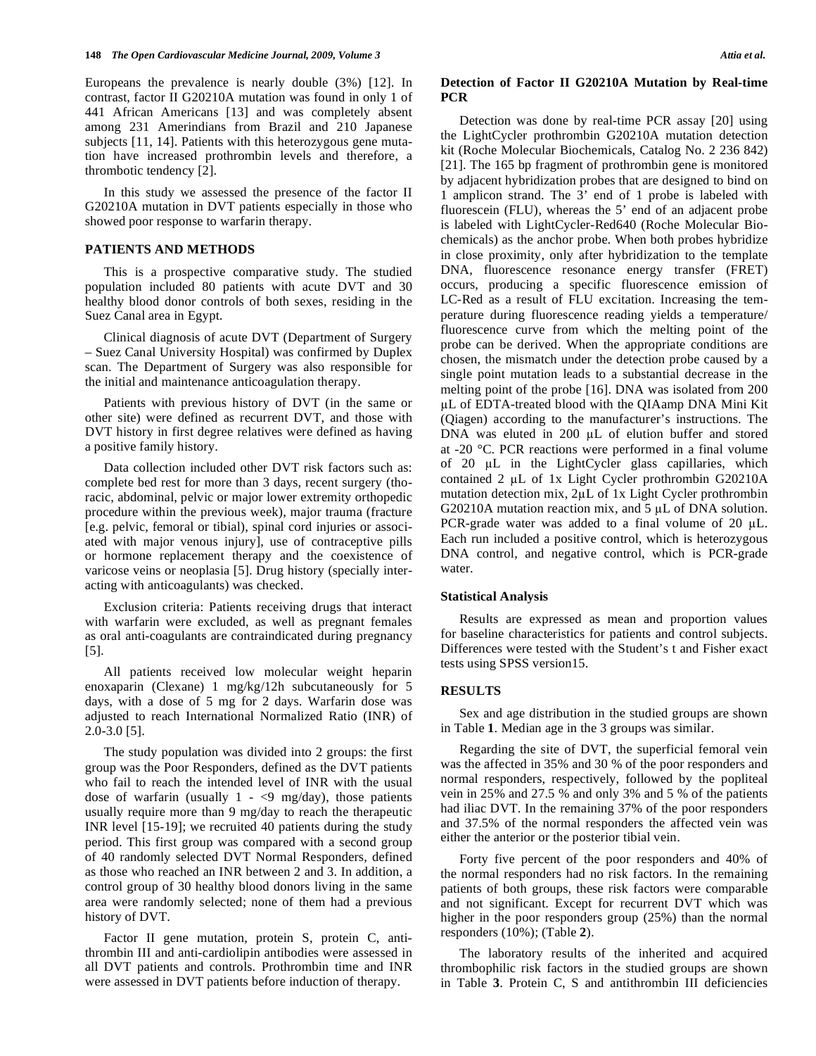Europeans the prevalence is nearly double (3%) [12]. In contrast, factor II G20210A mutation was found in only 1 of 441 African Americans [13] and was completely absent among 231 Amerindians from Brazil and 210 Japanese subjects [11, 14]. Patients with this heterozygous gene mutation have increased prothrombin levels and therefore, a thrombotic tendency [2].

In this study we assessed the presence of the factor II G20210A mutation in DVT patients especially in those who showed poor response to warfarin therapy.

## PATIENTS AND METHODS

This is a prospective comparative study. The studied population included 80 patients with acute DVT and 30 healthy blood donor controls of both sexes, residing in the Suez Canal area in Egypt.

Clinical diagnosis of acute DVT (Department of Surgery – Suez Canal University Hospital) was confirmed by Duplex scan. The Department of Surgery was also responsible for the initial and maintenance anticoagulation therapy.

Patients with previous history of DVT (in the same or other site) were defined as recurrent DVT, and those with DVT history in first degree relatives were defined as having a positive family history.

Data collection included other DVT risk factors such as: complete bed rest for more than 3 days, recent surgery (thoracic, abdominal, pelvic or major lower extremity orthopedic procedure within the previous week), major trauma (fracture [e.g. pelvic, femoral or tibial), spinal cord injuries or associated with major venous injury], use of contraceptive pills or hormone replacement therapy and the coexistence of varicose veins or neoplasia [5]. Drug history (specially interacting with anticoagulants) was checked.

Exclusion criteria: Patients receiving drugs that interact with warfarin were excluded, as well as pregnant females as oral anti-coagulants are contraindicated during pregnancy [5].

All patients received low molecular weight heparin enoxaparin (Clexane) 1 mg/kg/12h subcutaneously for 5 days, with a dose of 5 mg for 2 days. Warfarin dose was adjusted to reach International Normalized Ratio (INR) of 2.0-3.0 [5].

The study population was divided into 2 groups: the first group was the Poor Responders, defined as the DVT patients who fail to reach the intended level of INR with the usual dose of warfarin (usually 1 - <9 mg/day), those patients usually require more than 9 mg/day to reach the therapeutic INR level [15-19]; we recruited 40 patients during the study period. This first group was compared with a second group of 40 randomly selected DVT Normal Responders, defined as those who reached an INR between 2 and 3. In addition, a control group of 30 healthy blood donors living in the same area were randomly selected; none of them had a previous history of DVT.

Factor II gene mutation, protein S, protein C, antithrombin III and anti-cardiolipin antibodies were assessed in all DVT patients and controls. Prothrombin time and INR were assessed in DVT patients before induction of therapy.

### Detection of Factor II G20210A Mutation by Real-time PCR

Detection was done by real-time PCR assay [20] using the LightCycler prothrombin G20210A mutation detection kit (Roche Molecular Biochemicals, Catalog No. 2 236 842) [21]. The 165 bp fragment of prothrombin gene is monitored by adjacent hybridization probes that are designed to bind on 1 amplicon strand. The 3' end of 1 probe is labeled with fluorescein (FLU), whereas the 5' end of an adjacent probe is labeled with LightCycler-Red640 (Roche Molecular Biochemicals) as the anchor probe. When both probes hybridize in close proximity, only after hybridization to the template DNA, fluorescence resonance energy transfer (FRET) occurs, producing a specific fluorescence emission of LC-Red as a result of FLU excitation. Increasing the temperature during fluorescence reading yields a temperature/fluorescence curve from which the melting point of the probe can be derived. When the appropriate conditions are chosen, the mismatch under the detection probe caused by a single point mutation leads to a substantial decrease in the melting point of the probe [16]. DNA was isolated from 200 µL of EDTA-treated blood with the QIAamp DNA Mini Kit (Qiagen) according to the manufacturer's instructions. The DNA was eluted in 200 µL of elution buffer and stored at -20 °C. PCR reactions were performed in a final volume of 20 µL in the LightCycler glass capillaries, which contained 2 µL of 1x Light Cycler prothrombin G20210A mutation detection mix, 2µL of 1x Light Cycler prothrombin G20210A mutation reaction mix, and 5 µL of DNA solution. PCR-grade water was added to a final volume of 20 µL. Each run included a positive control, which is heterozygous DNA control, and negative control, which is PCR-grade water.

### Statistical Analysis

Results are expressed as mean and proportion values for baseline characteristics for patients and control subjects. Differences were tested with the Student's t and Fisher exact tests using SPSS version15.

## RESULTS

Sex and age distribution in the studied groups are shown in Table **1**. Median age in the 3 groups was similar.

Regarding the site of DVT, the superficial femoral vein was the affected in 35% and 30 % of the poor responders and normal responders, respectively, followed by the popliteal vein in 25% and 27.5 % and only 3% and 5 % of the patients had iliac DVT. In the remaining 37% of the poor responders and 37.5% of the normal responders the affected vein was either the anterior or the posterior tibial vein.

Forty five percent of the poor responders and 40% of the normal responders had no risk factors. In the remaining patients of both groups, these risk factors were comparable and not significant. Except for recurrent DVT which was higher in the poor responders group (25%) than the normal responders (10%); (Table **2**).

The laboratory results of the inherited and acquired thrombophilic risk factors in the studied groups are shown in Table **3**. Protein C, S and antithrombin III deficiencies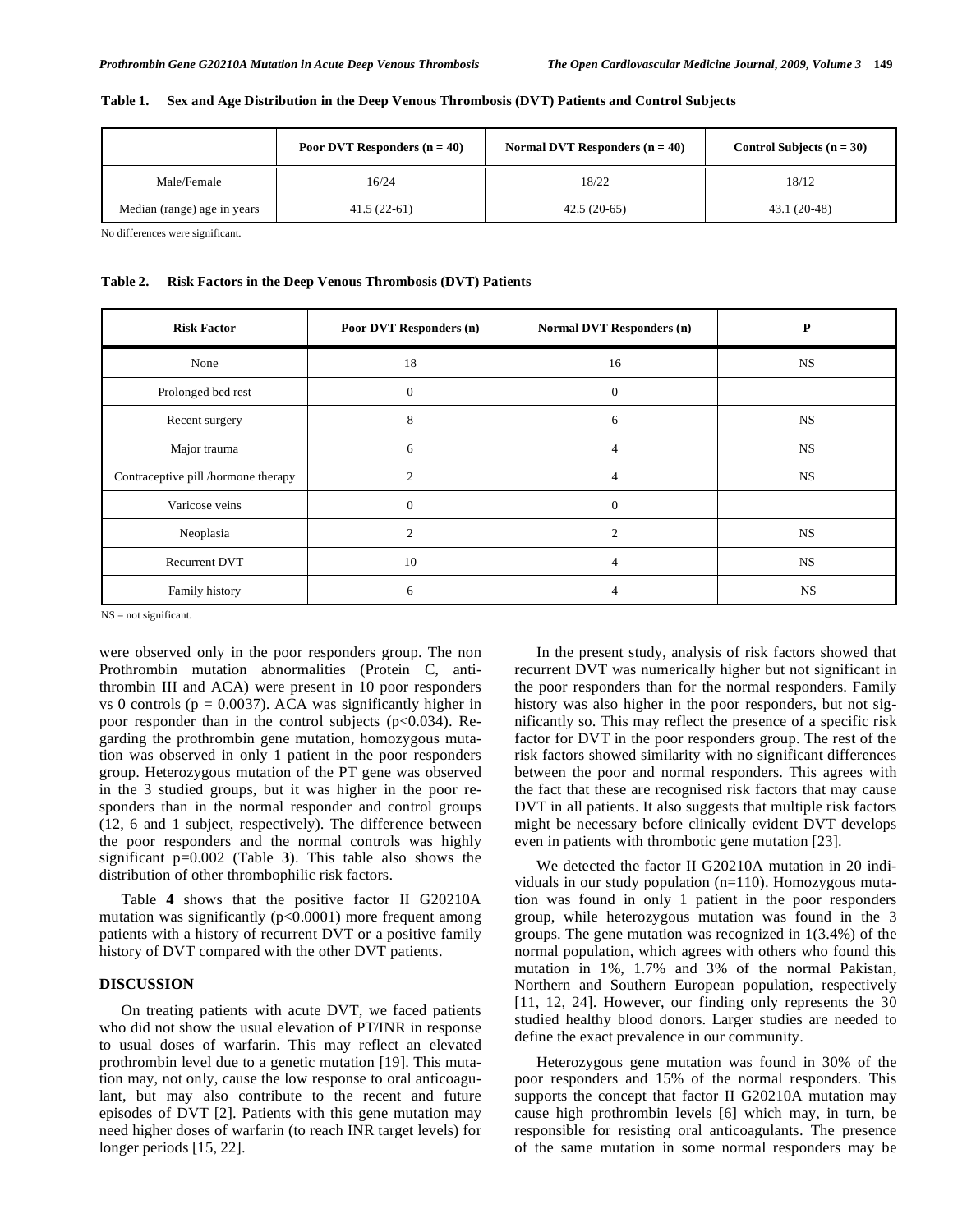**Table 1. Sex and Age Distribution in the Deep Venous Thrombosis (DVT) Patients and Control Subjects**

| | Poor DVT Responders (n = 40) | Normal DVT Responders (n = 40) | Control Subjects (n = 30) |
|---|---|---|---|
| Male/Female | 16/24 | 18/22 | 18/12 |
| Median (range) age in years | 41.5 (22-61) | 42.5 (20-65) | 43.1 (20-48) |

No differences were significant.

**Table 2. Risk Factors in the Deep Venous Thrombosis (DVT) Patients**

| Risk Factor | Poor DVT Responders (n) | Normal DVT Responders (n) | P |
|---|---|---|---|
| None | 18 | 16 | NS |
| Prolonged bed rest | 0 | 0 | |
| Recent surgery | 8 | 6 | NS |
| Major trauma | 6 | 4 | NS |
| Contraceptive pill /hormone therapy | 2 | 4 | NS |
| Varicose veins | 0 | 0 | |
| Neoplasia | 2 | 2 | NS |
| Recurrent DVT | 10 | 4 | NS |
| Family history | 6 | 4 | NS |

NS = not significant.

were observed only in the poor responders group. The non Prothrombin mutation abnormalities (Protein C, antithrombin III and ACA) were present in 10 poor responders vs 0 controls ($p = 0.0037$). ACA was significantly higher in poor responder than in the control subjects ($p<0.034$). Regarding the prothrombin gene mutation, homozygous mutation was observed in only 1 patient in the poor responders group. Heterozygous mutation of the PT gene was observed in the 3 studied groups, but it was higher in the poor responders than in the normal responder and control groups (12, 6 and 1 subject, respectively). The difference between the poor responders and the normal controls was highly significant $p=0.002$ (Table **3**). This table also shows the distribution of other thrombophilic risk factors.

Table **4** shows that the positive factor II G20210A mutation was significantly ($p<0.0001$) more frequent among patients with a history of recurrent DVT or a positive family history of DVT compared with the other DVT patients.

## DISCUSSION

On treating patients with acute DVT, we faced patients who did not show the usual elevation of PT/INR in response to usual doses of warfarin. This may reflect an elevated prothrombin level due to a genetic mutation [19]. This mutation may, not only, cause the low response to oral anticoagulant, but may also contribute to the recent and future episodes of DVT [2]. Patients with this gene mutation may need higher doses of warfarin (to reach INR target levels) for longer periods [15, 22].

In the present study, analysis of risk factors showed that recurrent DVT was numerically higher but not significant in the poor responders than for the normal responders. Family history was also higher in the poor responders, but not significantly so. This may reflect the presence of a specific risk factor for DVT in the poor responders group. The rest of the risk factors showed similarity with no significant differences between the poor and normal responders. This agrees with the fact that these are recognised risk factors that may cause DVT in all patients. It also suggests that multiple risk factors might be necessary before clinically evident DVT develops even in patients with thrombotic gene mutation [23].

We detected the factor II G20210A mutation in 20 individuals in our study population (n=110). Homozygous mutation was found in only 1 patient in the poor responders group, while heterozygous mutation was found in the 3 groups. The gene mutation was recognized in 1(3.4%) of the normal population, which agrees with others who found this mutation in 1%, 1.7% and 3% of the normal Pakistan, Northern and Southern European population, respectively [11, 12, 24]. However, our finding only represents the 30 studied healthy blood donors. Larger studies are needed to define the exact prevalence in our community.

Heterozygous gene mutation was found in 30% of the poor responders and 15% of the normal responders. This supports the concept that factor II G20210A mutation may cause high prothrombin levels [6] which may, in turn, be responsible for resisting oral anticoagulants. The presence of the same mutation in some normal responders may be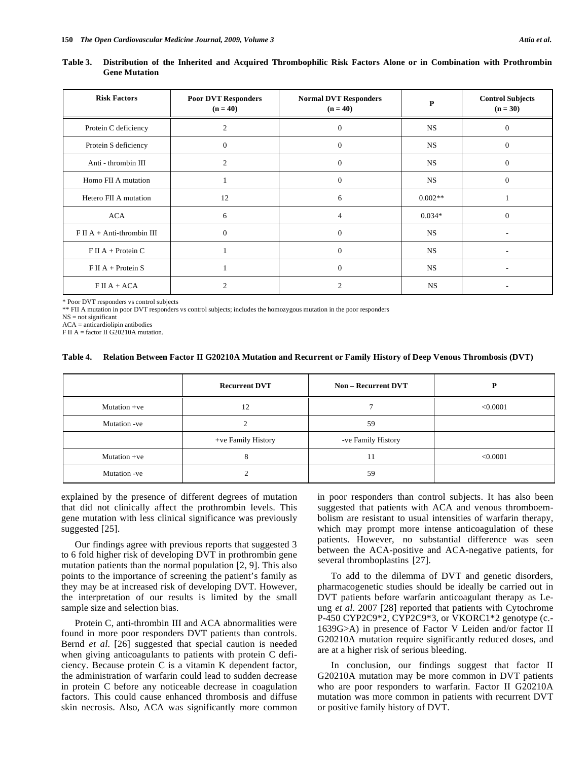**Table 3. Distribution of the Inherited and Acquired Thrombophilic Risk Factors Alone or in Combination with Prothrombin Gene Mutation**

| Risk Factors | Poor DVT Responders (n = 40) | Normal DVT Responders (n = 40) | P | Control Subjects (n = 30) |
|---|---|---|---|---|
| Protein C deficiency | 2 | 0 | NS | 0 |
| Protein S deficiency | 0 | 0 | NS | 0 |
| Anti - thrombin III | 2 | 0 | NS | 0 |
| Homo FII A mutation | 1 | 0 | NS | 0 |
| Hetero FII A mutation | 12 | 6 | 0.002** | 1 |
| ACA | 6 | 4 | 0.034* | 0 |
| F II A + Anti-thrombin III | 0 | 0 | NS | - |
| F II A + Protein C | 1 | 0 | NS | - |
| F II A + Protein S | 1 | 0 | NS | - |
| F II A + ACA | 2 | 2 | NS | - |

* Poor DVT responders vs control subjects
** FII A mutation in poor DVT responders vs control subjects; includes the homozygous mutation in the poor responders
NS = not significant
ACA = anticardiolipin antibodies
F II A = factor II G20210A mutation.

**Table 4. Relation Between Factor II G20210A Mutation and Recurrent or Family History of Deep Venous Thrombosis (DVT)**

| | Recurrent DVT | Non – Recurrent DVT | P |
|---|---|---|---|
| Mutation +ve | 12 | 7 | <0.0001 |
| Mutation -ve | 2 | 59 | |
| | +ve Family History | -ve Family History | |
| Mutation +ve | 8 | 11 | <0.0001 |
| Mutation -ve | 2 | 59 | |

explained by the presence of different degrees of mutation that did not clinically affect the prothrombin levels. This gene mutation with less clinical significance was previously suggested [25].

Our findings agree with previous reports that suggested 3 to 6 fold higher risk of developing DVT in prothrombin gene mutation patients than the normal population [2, 9]. This also points to the importance of screening the patient's family as they may be at increased risk of developing DVT. However, the interpretation of our results is limited by the small sample size and selection bias.

Protein C, anti-thrombin III and ACA abnormalities were found in more poor responders DVT patients than controls. Bernd *et al.* [26] suggested that special caution is needed when giving anticoagulants to patients with protein C deficiency. Because protein C is a vitamin K dependent factor, the administration of warfarin could lead to sudden decrease in protein C before any noticeable decrease in coagulation factors. This could cause enhanced thrombosis and diffuse skin necrosis. Also, ACA was significantly more common in poor responders than control subjects. It has also been suggested that patients with ACA and venous thromboembolism are resistant to usual intensities of warfarin therapy, which may prompt more intense anticoagulation of these patients. However, no substantial difference was seen between the ACA-positive and ACA-negative patients, for several thromboplastins [27].

To add to the dilemma of DVT and genetic disorders, pharmacogenetic studies should be ideally be carried out in DVT patients before warfarin anticoagulant therapy as Leung *et al*. 2007 [28] reported that patients with Cytochrome P-450 CYP2C9*2, CYP2C9*3, or VKORC1*2 genotype (c.-1639G>A) in presence of Factor V Leiden and/or factor II G20210A mutation require significantly reduced doses, and are at a higher risk of serious bleeding.

In conclusion, our findings suggest that factor II G20210A mutation may be more common in DVT patients who are poor responders to warfarin. Factor II G20210A mutation was more common in patients with recurrent DVT or positive family history of DVT.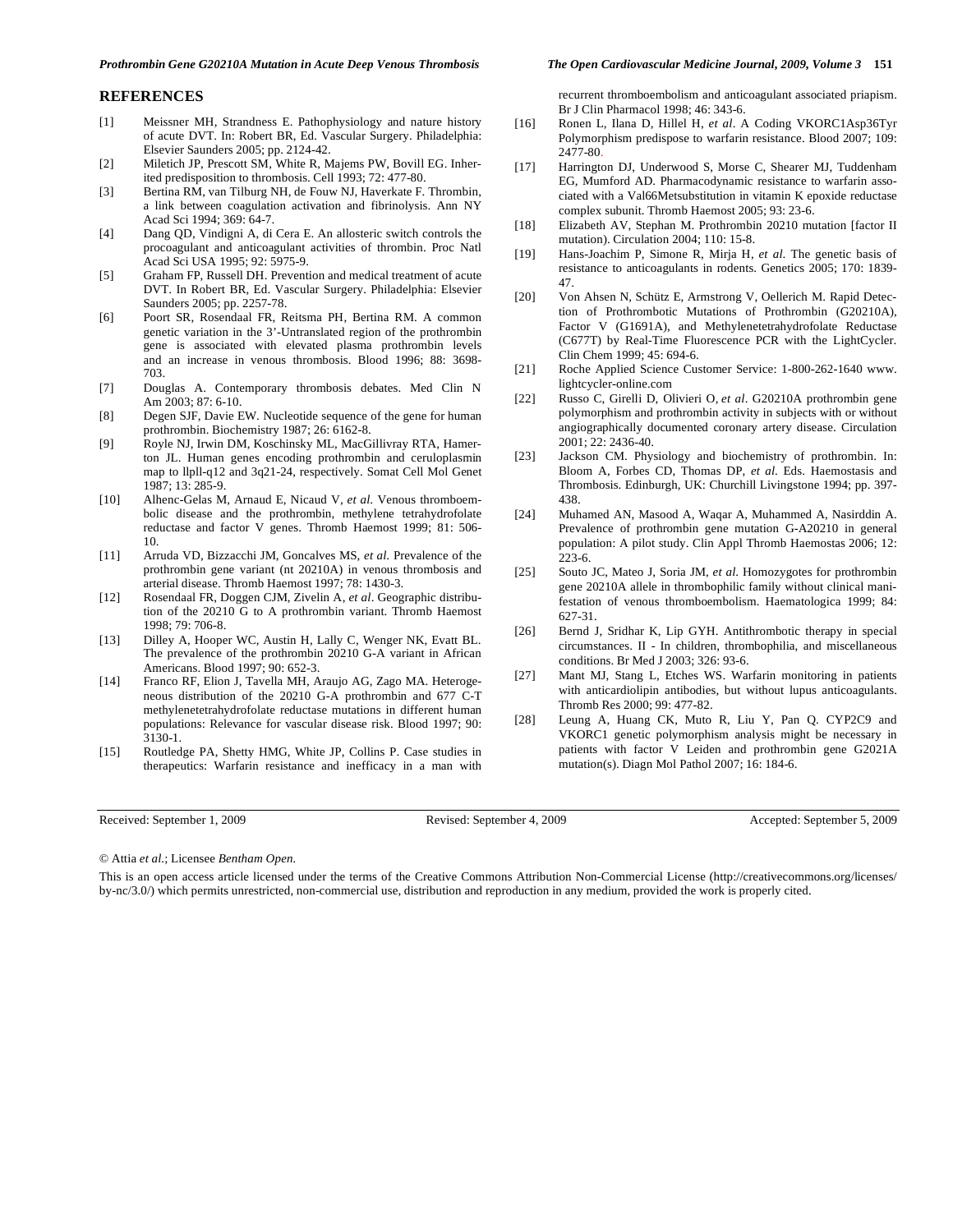## REFERENCES

[1] Meissner MH, Strandness E. Pathophysiology and nature history of acute DVT. In: Robert BR, Ed. Vascular Surgery. Philadelphia: Elsevier Saunders 2005; pp. 2124-42.

[2] Miletich JP, Prescott SM, White R, Majems PW, Bovill EG. Inherited predisposition to thrombosis. Cell 1993; 72: 477-80.

[3] Bertina RM, van Tilburg NH, de Fouw NJ, Haverkate F. Thrombin, a link between coagulation activation and fibrinolysis. Ann NY Acad Sci 1994; 369: 64-7.

[4] Dang QD, Vindigni A, di Cera E. An allosteric switch controls the procoagulant and anticoagulant activities of thrombin. Proc Natl Acad Sci USA 1995; 92: 5975-9.

[5] Graham FP, Russell DH. Prevention and medical treatment of acute DVT. In Robert BR, Ed. Vascular Surgery. Philadelphia: Elsevier Saunders 2005; pp. 2257-78.

[6] Poort SR, Rosendaal FR, Reitsma PH, Bertina RM. A common genetic variation in the 3'-Untranslated region of the prothrombin gene is associated with elevated plasma prothrombin levels and an increase in venous thrombosis. Blood 1996; 88: 3698-703.

[7] Douglas A. Contemporary thrombosis debates. Med Clin N Am 2003; 87: 6-10.

[8] Degen SJF, Davie EW. Nucleotide sequence of the gene for human prothrombin. Biochemistry 1987; 26: 6162-8.

[9] Royle NJ, Irwin DM, Koschinsky ML, MacGillivray RTA, Hamerton JL. Human genes encoding prothrombin and ceruloplasmin map to llpll-q12 and 3q21-24, respectively. Somat Cell Mol Genet 1987; 13: 285-9.

[10] Alhenc-Gelas M, Arnaud E, Nicaud V, *et al.* Venous thromboembolic disease and the prothrombin, methylene tetrahydrofolate reductase and factor V genes. Thromb Haemost 1999; 81: 506-10.

[11] Arruda VD, Bizzacchi JM, Goncalves MS, *et al.* Prevalence of the prothrombin gene variant (nt 20210A) in venous thrombosis and arterial disease. Thromb Haemost 1997; 78: 1430-3.

[12] Rosendaal FR, Doggen CJM, Zivelin A, *et al*. Geographic distribution of the 20210 G to A prothrombin variant. Thromb Haemost 1998; 79: 706-8.

[13] Dilley A, Hooper WC, Austin H, Lally C, Wenger NK, Evatt BL. The prevalence of the prothrombin 20210 G-A variant in African Americans. Blood 1997; 90: 652-3.

[14] Franco RF, Elion J, Tavella MH, Araujo AG, Zago MA. Heterogeneous distribution of the 20210 G-A prothrombin and 677 C-T methylenetetrahydrofolate reductase mutations in different human populations: Relevance for vascular disease risk. Blood 1997; 90: 3130-1.

[15] Routledge PA, Shetty HMG, White JP, Collins P. Case studies in therapeutics: Warfarin resistance and inefficacy in a man with recurrent thromboembolism and anticoagulant associated priapism. Br J Clin Pharmacol 1998; 46: 343-6.

[16] Ronen L, Ilana D, Hillel H, *et al*. A Coding VKORC1Asp36Tyr Polymorphism predispose to warfarin resistance. Blood 2007; 109: 2477-80.

[17] Harrington DJ, Underwood S, Morse C, Shearer MJ, Tuddenham EG, Mumford AD. Pharmacodynamic resistance to warfarin associated with a Val66Metsubstitution in vitamin K epoxide reductase complex subunit. Thromb Haemost 2005; 93: 23-6.

[18] Elizabeth AV, Stephan M. Prothrombin 20210 mutation [factor II mutation). Circulation 2004; 110: 15-8.

[19] Hans-Joachim P, Simone R, Mirja H, *et al.* The genetic basis of resistance to anticoagulants in rodents. Genetics 2005; 170: 1839-47.

[20] Von Ahsen N, Schütz E, Armstrong V, Oellerich M. Rapid Detection of Prothrombotic Mutations of Prothrombin (G20210A), Factor V (G1691A), and Methylenetetrahydrofolate Reductase (C677T) by Real-Time Fluorescence PCR with the LightCycler. Clin Chem 1999; 45: 694-6.

[21] Roche Applied Science Customer Service: 1-800-262-1640 www.lightcycler-online.com

[22] Russo C, Girelli D, Olivieri O, *et al*. G20210A prothrombin gene polymorphism and prothrombin activity in subjects with or without angiographically documented coronary artery disease. Circulation 2001; 22: 2436-40.

[23] Jackson CM. Physiology and biochemistry of prothrombin. In: Bloom A, Forbes CD, Thomas DP, *et al.* Eds. Haemostasis and Thrombosis. Edinburgh, UK: Churchill Livingstone 1994; pp. 397-438.

[24] Muhamed AN, Masood A, Waqar A, Muhammed A, Nasirddin A. Prevalence of prothrombin gene mutation G-A20210 in general population: A pilot study. Clin Appl Thromb Haemostas 2006; 12: 223-6.

[25] Souto JC, Mateo J, Soria JM, *et al.* Homozygotes for prothrombin gene 20210A allele in thrombophilic family without clinical manifestation of venous thromboembolism. Haematologica 1999; 84: 627-31.

[26] Bernd J, Sridhar K, Lip GYH. Antithrombotic therapy in special circumstances. II - In children, thrombophilia, and miscellaneous conditions. Br Med J 2003; 326: 93-6.

[27] Mant MJ, Stang L, Etches WS. Warfarin monitoring in patients with anticardiolipin antibodies, but without lupus anticoagulants. Thromb Res 2000; 99: 477-82.

[28] Leung A, Huang CK, Muto R, Liu Y, Pan Q. CYP2C9 and VKORC1 genetic polymorphism analysis might be necessary in patients with factor V Leiden and prothrombin gene G2021A mutation(s). Diagn Mol Pathol 2007; 16: 184-6.

Received: September 1, 2009 Revised: September 4, 2009 Accepted: September 5, 2009

© Attia *et al.*; Licensee *Bentham Open.*

This is an open access article licensed under the terms of the Creative Commons Attribution Non-Commercial License (http://creativecommons.org/licenses/by-nc/3.0/) which permits unrestricted, non-commercial use, distribution and reproduction in any medium, provided the work is properly cited.